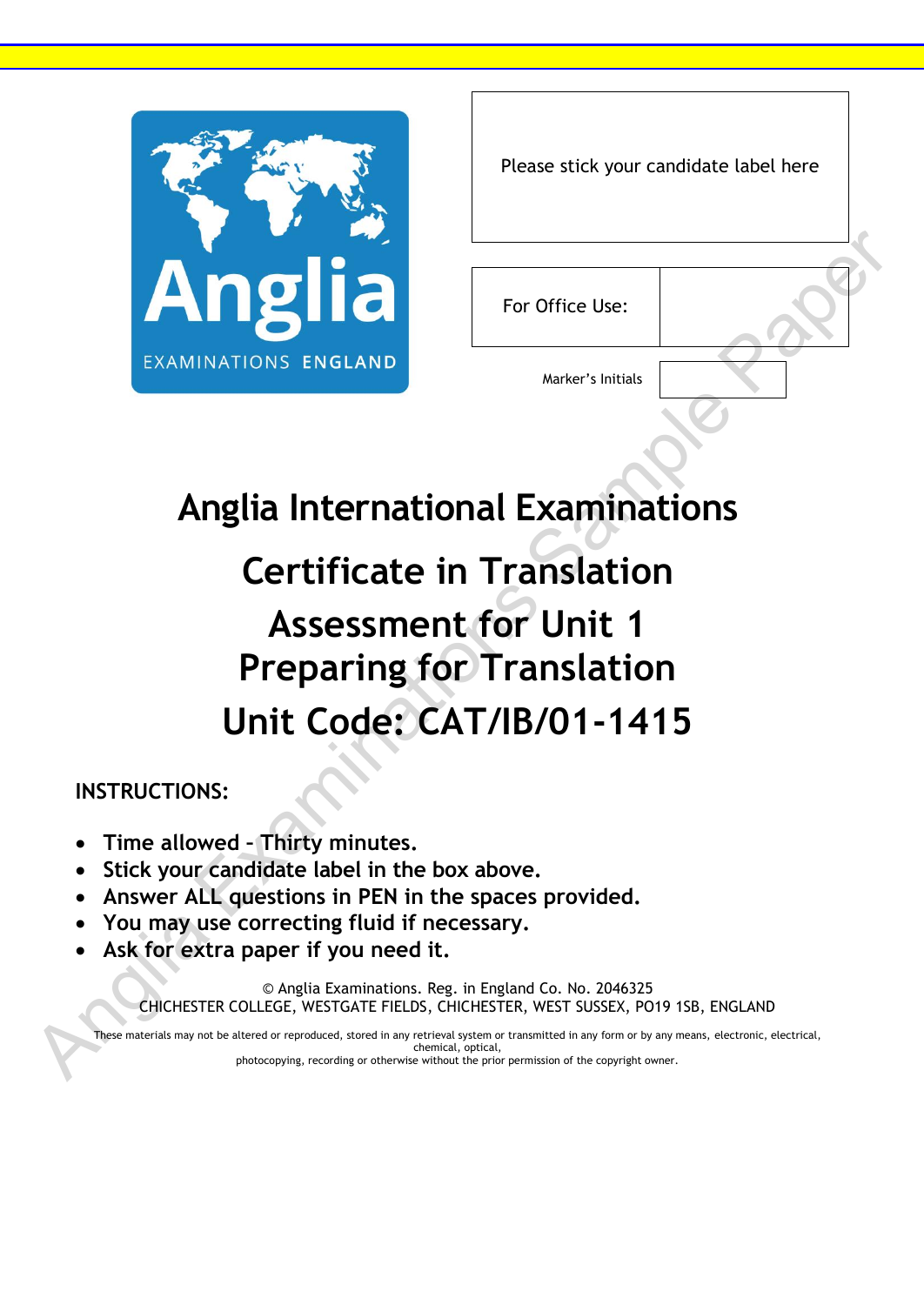Please stick your candidate label here

| For Office Use: | |
|---|---|

Marker's Initials

# Anglia International Examinations

## Certificate in Translation

## Assessment for Unit 1
## Preparing for Translation

## Unit Code: CAT/IB/01-1415

**INSTRUCTIONS:**

- **Time allowed – Thirty minutes.**
- **Stick your candidate label in the box above.**
- **Answer ALL questions in PEN in the spaces provided.**
- **You may use correcting fluid if necessary.**
- **Ask for extra paper if you need it.**

© Anglia Examinations. Reg. in England Co. No. 2046325
CHICHESTER COLLEGE, WESTGATE FIELDS, CHICHESTER, WEST SUSSEX, PO19 1SB, ENGLAND

These materials may not be altered or reproduced, stored in any retrieval system or transmitted in any form or by any means, electronic, electrical, chemical, optical, photocopying, recording or otherwise without the prior permission of the copyright owner.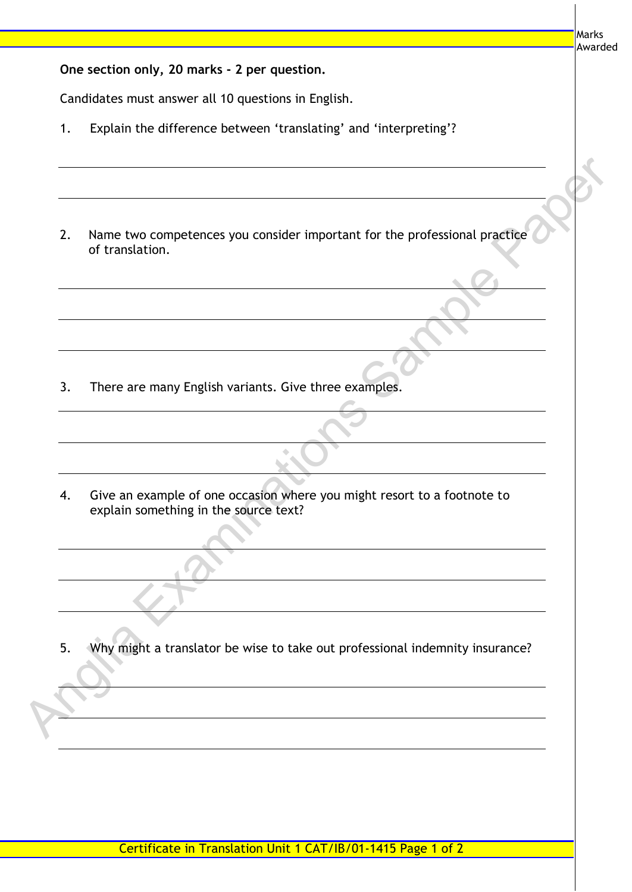**One section only, 20 marks - 2 per question.**

Candidates must answer all 10 questions in English.

1. Explain the difference between 'translating' and 'interpreting'?

2. Name two competences you consider important for the professional practice of translation.

3. There are many English variants. Give three examples.

4. Give an example of one occasion where you might resort to a footnote to explain something in the source text?

5. Why might a translator be wise to take out professional indemnity insurance?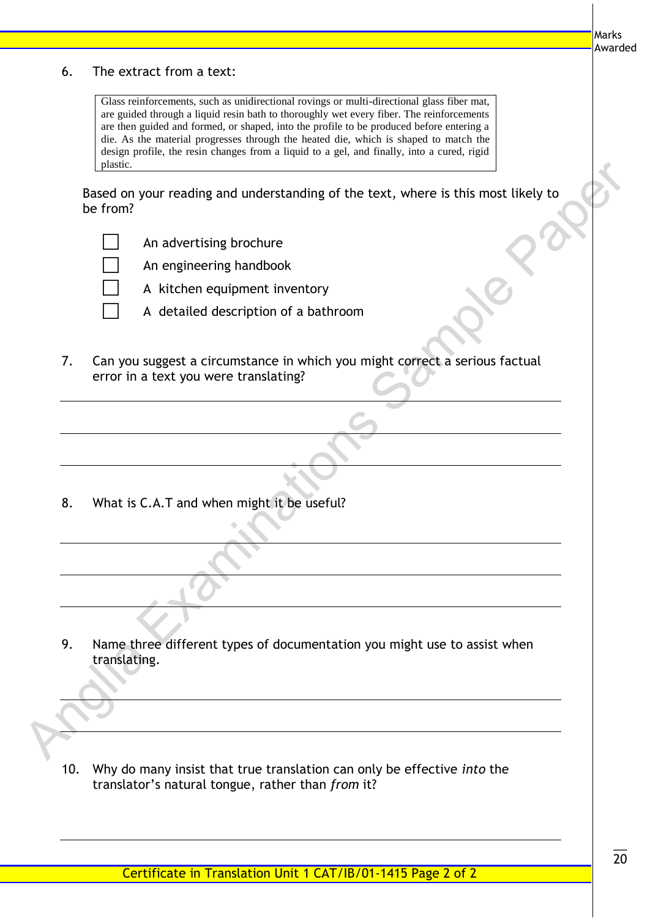6. The extract from a text:

> Glass reinforcements, such as unidirectional rovings or multi-directional glass fiber mat, are guided through a liquid resin bath to thoroughly wet every fiber. The reinforcements are then guided and formed, or shaped, into the profile to be produced before entering a die. As the material progresses through the heated die, which is shaped to match the design profile, the resin changes from a liquid to a gel, and finally, into a cured, rigid plastic.

Based on your reading and understanding of the text, where is this most likely to be from?

- ☐ An advertising brochure
- ☐ An engineering handbook
- ☐ A kitchen equipment inventory
- ☐ A detailed description of a bathroom

7. Can you suggest a circumstance in which you might correct a serious factual error in a text you were translating?

_______________________________________________

_______________________________________________

_______________________________________________

8. What is C.A.T and when might it be useful?

_______________________________________________

_______________________________________________

_______________________________________________

9. Name three different types of documentation you might use to assist when translating.

_______________________________________________

_______________________________________________

10. Why do many insist that true translation can only be effective *into* the translator's natural tongue, rather than *from* it?

_______________________________________________

Marks Awarded

20